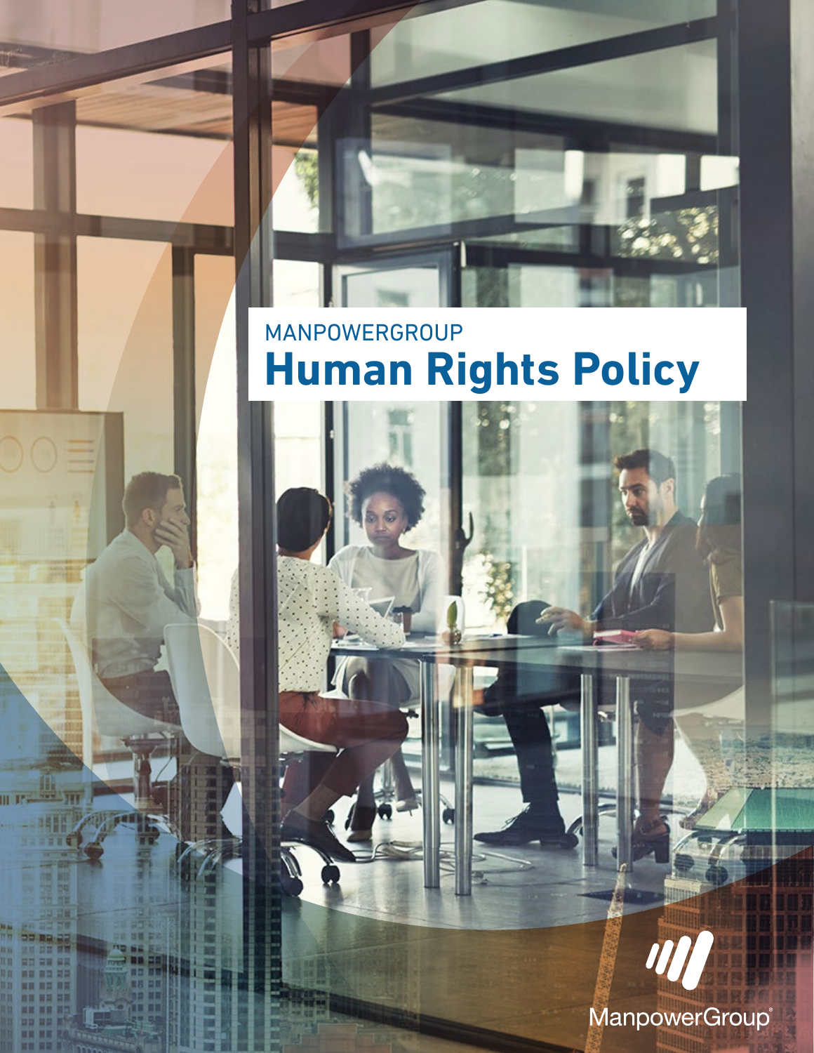MANPOWERGROUP

# Human Rights Policy

ManpowerGroup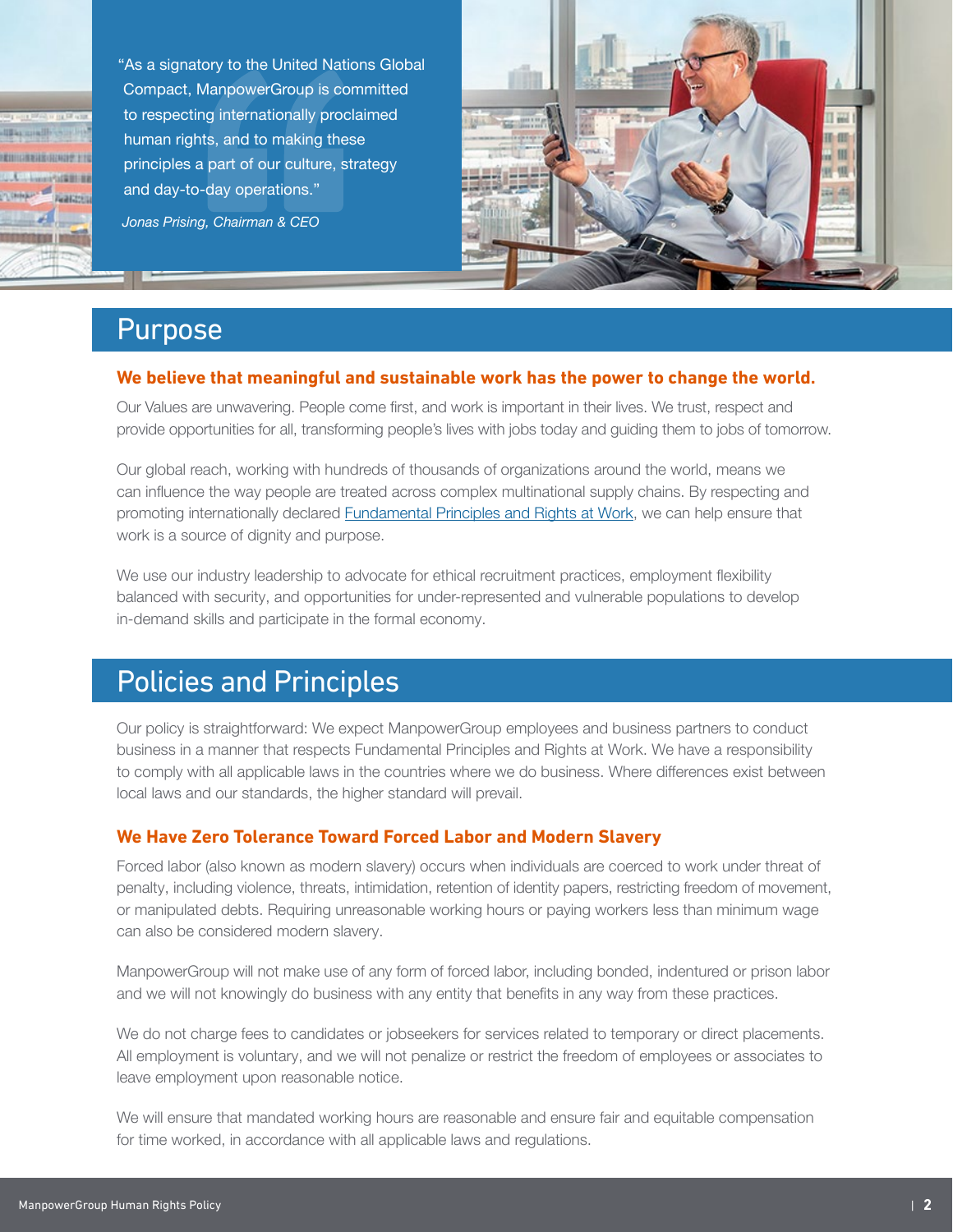"As a signatory to the United Nations Global Compact, ManpowerGroup is committed to respecting internationally proclaimed human rights, and to making these principles a part of our culture, strategy and day-to-day operations."

*Jonas Prising, Chairman & CEO*

## Purpose

**We believe that meaningful and sustainable work has the power to change the world.**

Our Values are unwavering. People come first, and work is important in their lives. We trust, respect and provide opportunities for all, transforming people's lives with jobs today and guiding them to jobs of tomorrow.

Our global reach, working with hundreds of thousands of organizations around the world, means we can influence the way people are treated across complex multinational supply chains. By respecting and promoting internationally declared Fundamental Principles and Rights at Work, we can help ensure that work is a source of dignity and purpose.

We use our industry leadership to advocate for ethical recruitment practices, employment flexibility balanced with security, and opportunities for under-represented and vulnerable populations to develop in-demand skills and participate in the formal economy.

## Policies and Principles

Our policy is straightforward: We expect ManpowerGroup employees and business partners to conduct business in a manner that respects Fundamental Principles and Rights at Work. We have a responsibility to comply with all applicable laws in the countries where we do business. Where differences exist between local laws and our standards, the higher standard will prevail.

### We Have Zero Tolerance Toward Forced Labor and Modern Slavery

Forced labor (also known as modern slavery) occurs when individuals are coerced to work under threat of penalty, including violence, threats, intimidation, retention of identity papers, restricting freedom of movement, or manipulated debts. Requiring unreasonable working hours or paying workers less than minimum wage can also be considered modern slavery.

ManpowerGroup will not make use of any form of forced labor, including bonded, indentured or prison labor and we will not knowingly do business with any entity that benefits in any way from these practices.

We do not charge fees to candidates or jobseekers for services related to temporary or direct placements. All employment is voluntary, and we will not penalize or restrict the freedom of employees or associates to leave employment upon reasonable notice.

We will ensure that mandated working hours are reasonable and ensure fair and equitable compensation for time worked, in accordance with all applicable laws and regulations.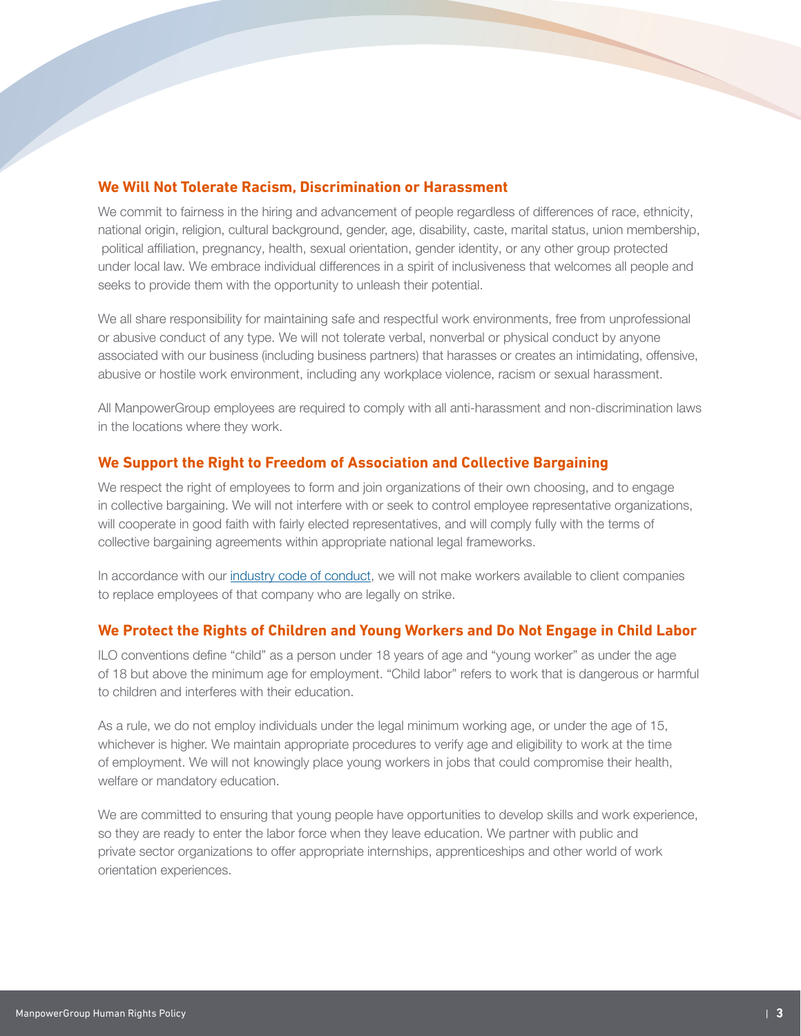### We Will Not Tolerate Racism, Discrimination or Harassment

We commit to fairness in the hiring and advancement of people regardless of differences of race, ethnicity, national origin, religion, cultural background, gender, age, disability, caste, marital status, union membership, political affiliation, pregnancy, health, sexual orientation, gender identity, or any other group protected under local law. We embrace individual differences in a spirit of inclusiveness that welcomes all people and seeks to provide them with the opportunity to unleash their potential.

We all share responsibility for maintaining safe and respectful work environments, free from unprofessional or abusive conduct of any type. We will not tolerate verbal, nonverbal or physical conduct by anyone associated with our business (including business partners) that harasses or creates an intimidating, offensive, abusive or hostile work environment, including any workplace violence, racism or sexual harassment.

All ManpowerGroup employees are required to comply with all anti-harassment and non-discrimination laws in the locations where they work.

### We Support the Right to Freedom of Association and Collective Bargaining

We respect the right of employees to form and join organizations of their own choosing, and to engage in collective bargaining. We will not interfere with or seek to control employee representative organizations, will cooperate in good faith with fairly elected representatives, and will comply fully with the terms of collective bargaining agreements within appropriate national legal frameworks.

In accordance with our industry code of conduct, we will not make workers available to client companies to replace employees of that company who are legally on strike.

### We Protect the Rights of Children and Young Workers and Do Not Engage in Child Labor

ILO conventions define "child" as a person under 18 years of age and "young worker" as under the age of 18 but above the minimum age for employment. "Child labor" refers to work that is dangerous or harmful to children and interferes with their education.

As a rule, we do not employ individuals under the legal minimum working age, or under the age of 15, whichever is higher. We maintain appropriate procedures to verify age and eligibility to work at the time of employment. We will not knowingly place young workers in jobs that could compromise their health, welfare or mandatory education.

We are committed to ensuring that young people have opportunities to develop skills and work experience, so they are ready to enter the labor force when they leave education. We partner with public and private sector organizations to offer appropriate internships, apprenticeships and other world of work orientation experiences.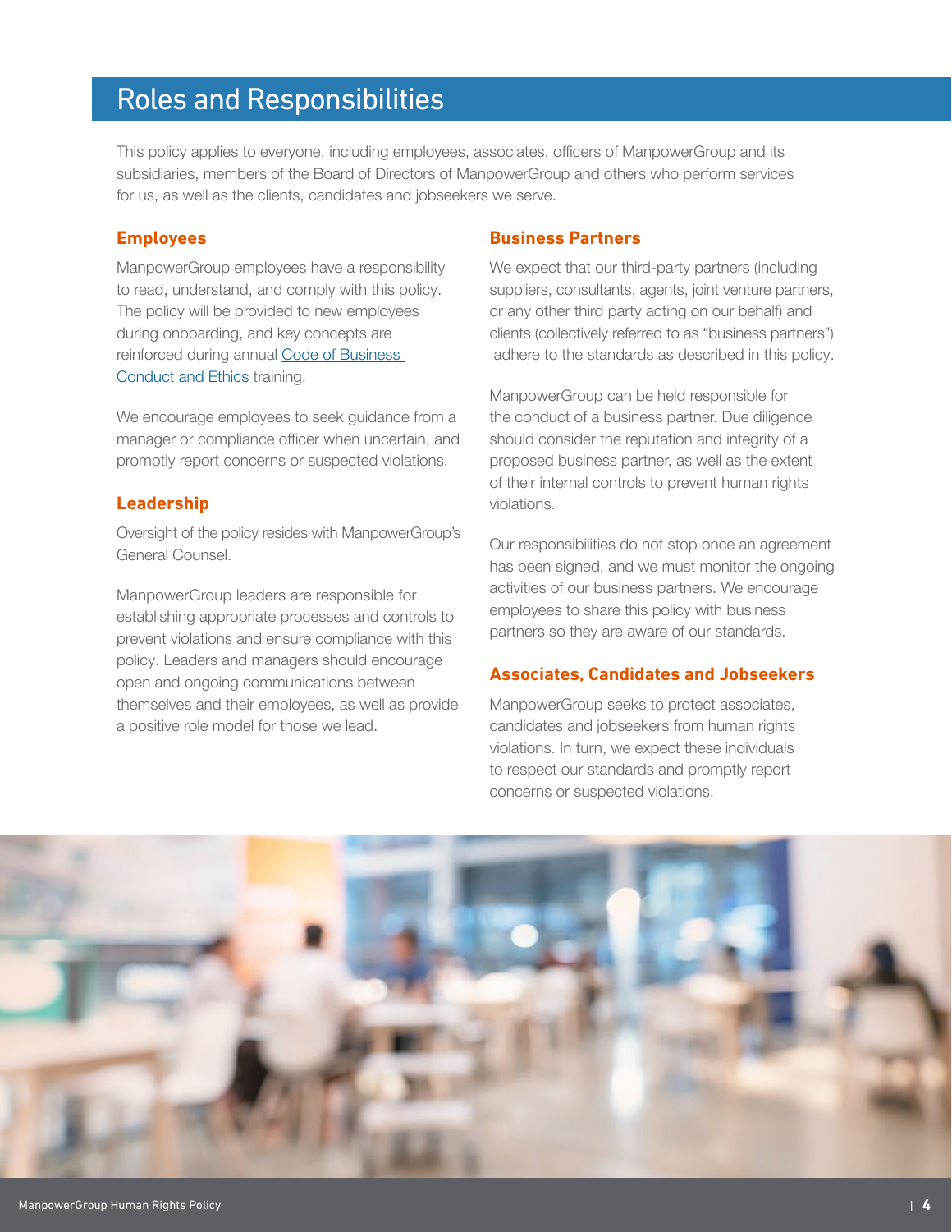# Roles and Responsibilities

This policy applies to everyone, including employees, associates, officers of ManpowerGroup and its subsidiaries, members of the Board of Directors of ManpowerGroup and others who perform services for us, as well as the clients, candidates and jobseekers we serve.

## Employees

ManpowerGroup employees have a responsibility to read, understand, and comply with this policy. The policy will be provided to new employees during onboarding, and key concepts are reinforced during annual Code of Business Conduct and Ethics training.

We encourage employees to seek guidance from a manager or compliance officer when uncertain, and promptly report concerns or suspected violations.

## Leadership

Oversight of the policy resides with ManpowerGroup's General Counsel.

ManpowerGroup leaders are responsible for establishing appropriate processes and controls to prevent violations and ensure compliance with this policy. Leaders and managers should encourage open and ongoing communications between themselves and their employees, as well as provide a positive role model for those we lead.

## Business Partners

We expect that our third-party partners (including suppliers, consultants, agents, joint venture partners, or any other third party acting on our behalf) and clients (collectively referred to as "business partners") adhere to the standards as described in this policy.

ManpowerGroup can be held responsible for the conduct of a business partner. Due diligence should consider the reputation and integrity of a proposed business partner, as well as the extent of their internal controls to prevent human rights violations.

Our responsibilities do not stop once an agreement has been signed, and we must monitor the ongoing activities of our business partners. We encourage employees to share this policy with business partners so they are aware of our standards.

## Associates, Candidates and Jobseekers

ManpowerGroup seeks to protect associates, candidates and jobseekers from human rights violations. In turn, we expect these individuals to respect our standards and promptly report concerns or suspected violations.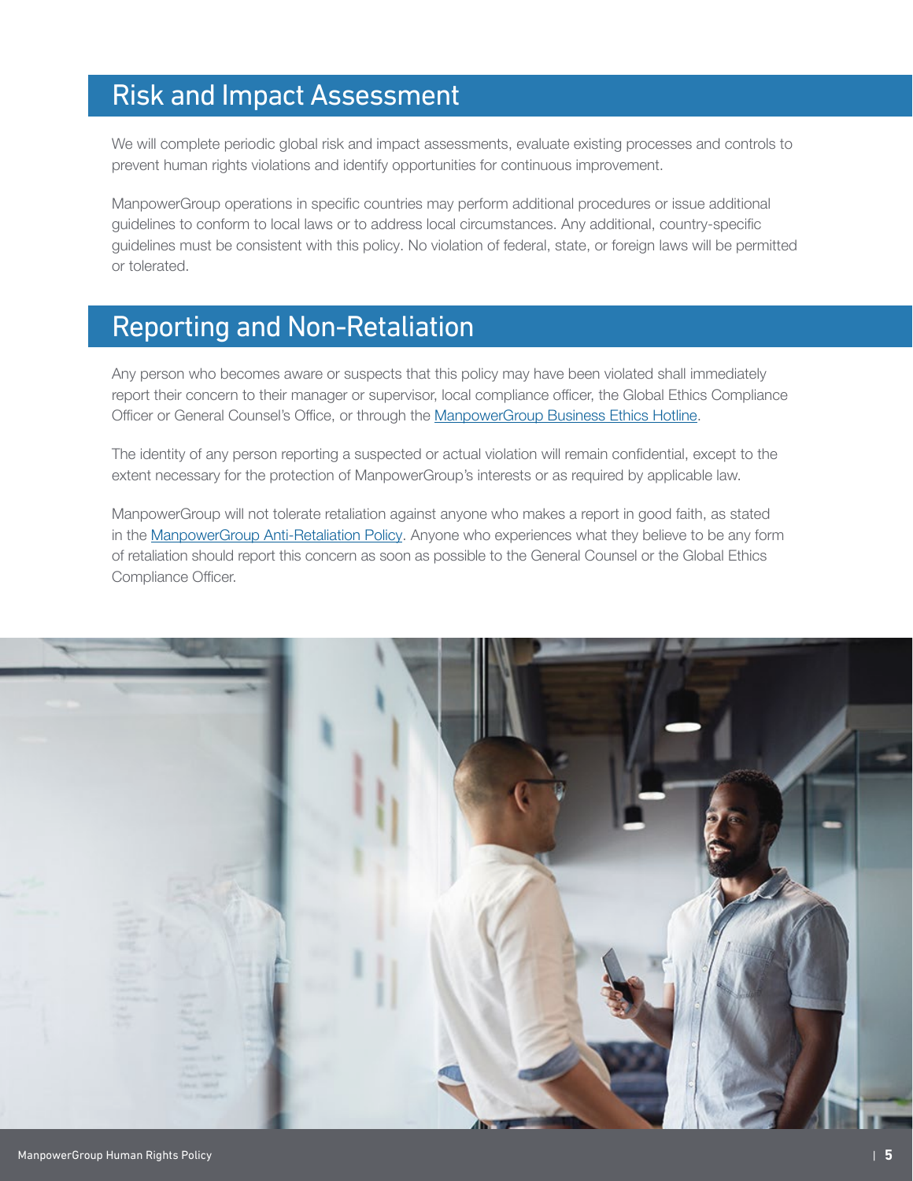## Risk and Impact Assessment

We will complete periodic global risk and impact assessments, evaluate existing processes and controls to prevent human rights violations and identify opportunities for continuous improvement.

ManpowerGroup operations in specific countries may perform additional procedures or issue additional guidelines to conform to local laws or to address local circumstances. Any additional, country-specific guidelines must be consistent with this policy. No violation of federal, state, or foreign laws will be permitted or tolerated.

## Reporting and Non-Retaliation

Any person who becomes aware or suspects that this policy may have been violated shall immediately report their concern to their manager or supervisor, local compliance officer, the Global Ethics Compliance Officer or General Counsel's Office, or through the ManpowerGroup Business Ethics Hotline.

The identity of any person reporting a suspected or actual violation will remain confidential, except to the extent necessary for the protection of ManpowerGroup's interests or as required by applicable law.

ManpowerGroup will not tolerate retaliation against anyone who makes a report in good faith, as stated in the ManpowerGroup Anti-Retaliation Policy. Anyone who experiences what they believe to be any form of retaliation should report this concern as soon as possible to the General Counsel or the Global Ethics Compliance Officer.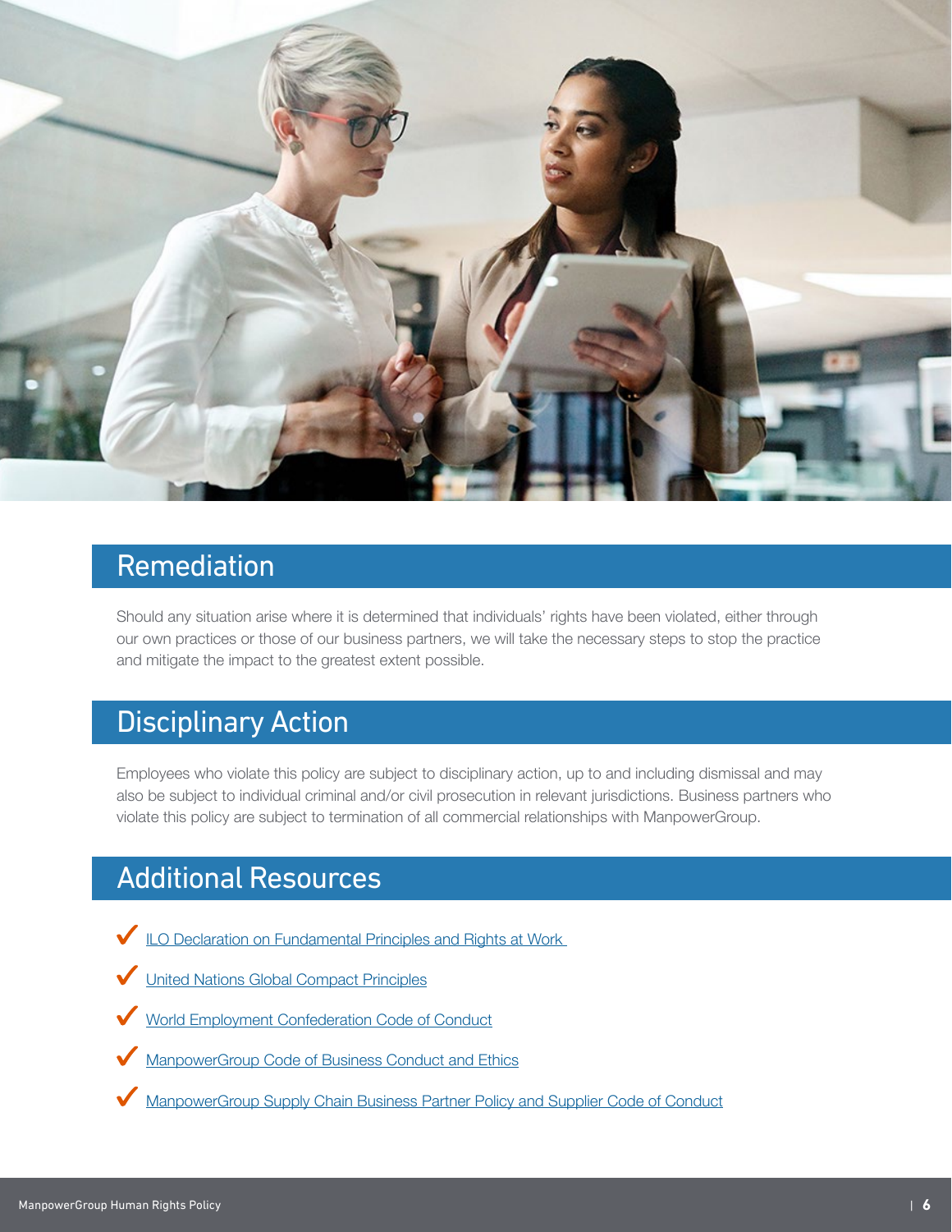## Remediation

Should any situation arise where it is determined that individuals' rights have been violated, either through our own practices or those of our business partners, we will take the necessary steps to stop the practice and mitigate the impact to the greatest extent possible.

## Disciplinary Action

Employees who violate this policy are subject to disciplinary action, up to and including dismissal and may also be subject to individual criminal and/or civil prosecution in relevant jurisdictions. Business partners who violate this policy are subject to termination of all commercial relationships with ManpowerGroup.

## Additional Resources

- ILO Declaration on Fundamental Principles and Rights at Work
- United Nations Global Compact Principles
- World Employment Confederation Code of Conduct
- ManpowerGroup Code of Business Conduct and Ethics
- ManpowerGroup Supply Chain Business Partner Policy and Supplier Code of Conduct